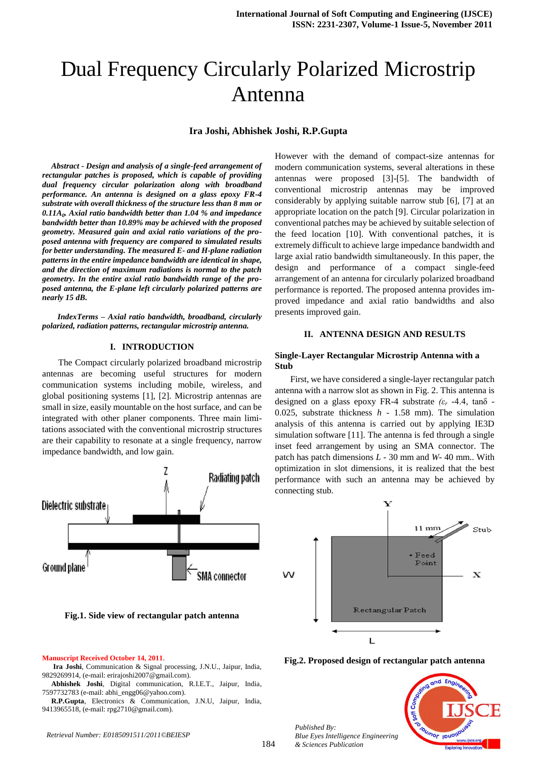# Dual Frequency Circularly Polarized Microstrip Antenna

**Ira Joshi, Abhishek Joshi, R.P.Gupta**

***Abstract - Design and analysis of a single-feed arrangement of rectangular patches is proposed, which is capable of providing dual frequency circular polarization along with broadband performance. An antenna is designed on a glass epoxy FR-4 substrate with overall thickness of the structure less than 8 mm or $0.11A_0$. Axial ratio bandwidth better than 1.04 % and impedance bandwidth better than 10.89% may be achieved with the proposed geometry. Measured gain and axial ratio variations of the proposed antenna with frequency are compared to simulated results for better understanding. The measured E- and H-plane radiation patterns in the entire impedance bandwidth are identical in shape, and the direction of maximum radiations is normal to the patch geometry. In the entire axial ratio bandwidth range of the proposed antenna, the E-plane left circularly polarized patterns are nearly 15 dB.***

***IndexTerms – Axial ratio bandwidth, broadband, circularly polarized, radiation patterns, rectangular microstrip antenna.***

## I. INTRODUCTION

The Compact circularly polarized broadband microstrip antennas are becoming useful structures for modern communication systems including mobile, wireless, and global positioning systems [1], [2]. Microstrip antennas are small in size, easily mountable on the host surface, and can be integrated with other planer components. Three main limitations associated with the conventional microstrip structures are their capability to resonate at a single frequency, narrow impedance bandwidth, and low gain.

**Fig.1. Side view of rectangular patch antenna**

However with the demand of compact-size antennas for modern communication systems, several alterations in these antennas were proposed [3]-[5]. The bandwidth of conventional microstrip antennas may be improved considerably by applying suitable narrow stub [6], [7] at an appropriate location on the patch [9]. Circular polarization in conventional patches may be achieved by suitable selection of the feed location [10]. With conventional patches, it is extremely difficult to achieve large impedance bandwidth and large axial ratio bandwidth simultaneously. In this paper, the design and performance of a compact single-feed arrangement of an antenna for circularly polarized broadband performance is reported. The proposed antenna provides improved impedance and axial ratio bandwidths and also presents improved gain.

## II. ANTENNA DESIGN AND RESULTS

### Single-Layer Rectangular Microstrip Antenna with a Stub

First, we have considered a single-layer rectangular patch antenna with a narrow slot as shown in Fig. 2. This antenna is designed on a glass epoxy FR-4 substrate ($\varepsilon_r$ -4.4, tanδ - 0.025, substrate thickness $h$ - 1.58 mm). The simulation analysis of this antenna is carried out by applying IE3D simulation software [11]. The antenna is fed through a single inset feed arrangement by using an SMA connector. The patch has patch dimensions $L$ - 30 mm and $W$- 40 mm.. With optimization in slot dimensions, it is realized that the best performance with such an antenna may be achieved by connecting stub.

**Fig.2. Proposed design of rectangular patch antenna**

Manuscript Received October 14, 2011.

**Ira Joshi**, Communication & Signal processing, J.N.U., Jaipur, India, 9829269914, (e-mail: erirajoshi2007@gmail.com).

**Abhishek Joshi**, Digital communication, R.I.E.T., Jaipur, India, 7597732783 (e-mail: abhi_engg06@yahoo.com).

**R.P.Gupta**, Electronics & Communication, J.N.U, Jaipur, India, 9413965518, (e-mail: rpg2710@gmail.com).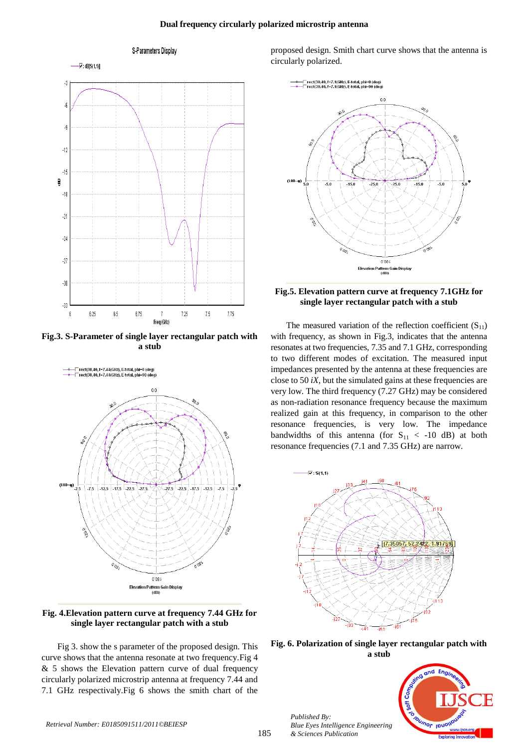Fig.3. S-Parameter of single layer rectangular patch with a stub

Fig. 4.Elevation pattern curve at frequency 7.44 GHz for single layer rectangular patch with a stub

Fig 3. show the s parameter of the proposed design. This curve shows that the antenna resonate at two frequency.Fig 4 & 5 shows the Elevation pattern curve of dual frequency circularly polarized microstrip antenna at frequency 7.44 and 7.1 GHz respectivaly.Fig 6 shows the smith chart of the proposed design. Smith chart curve shows that the antenna is circularly polarized.

Fig.5. Elevation pattern curve at frequency 7.1GHz for single layer rectangular patch with a stub

The measured variation of the reflection coefficient ($S_{11}$) with frequency, as shown in Fig.3, indicates that the antenna resonates at two frequencies, 7.35 and 7.1 GHz, corresponding to two different modes of excitation. The measured input impedances presented by the antenna at these frequencies are close to 50 *iX*, but the simulated gains at these frequencies are very low. The third frequency (7.27 GHz) may be considered as non-radiation resonance frequency because the maximum realized gain at this frequency, in comparison to the other resonance frequencies, is very low. The impedance bandwidths of this antenna (for $S_{11}$ < -10 dB) at both resonance frequencies (7.1 and 7.35 GHz) are narrow.

Fig. 6. Polarization of single layer rectangular patch with a stub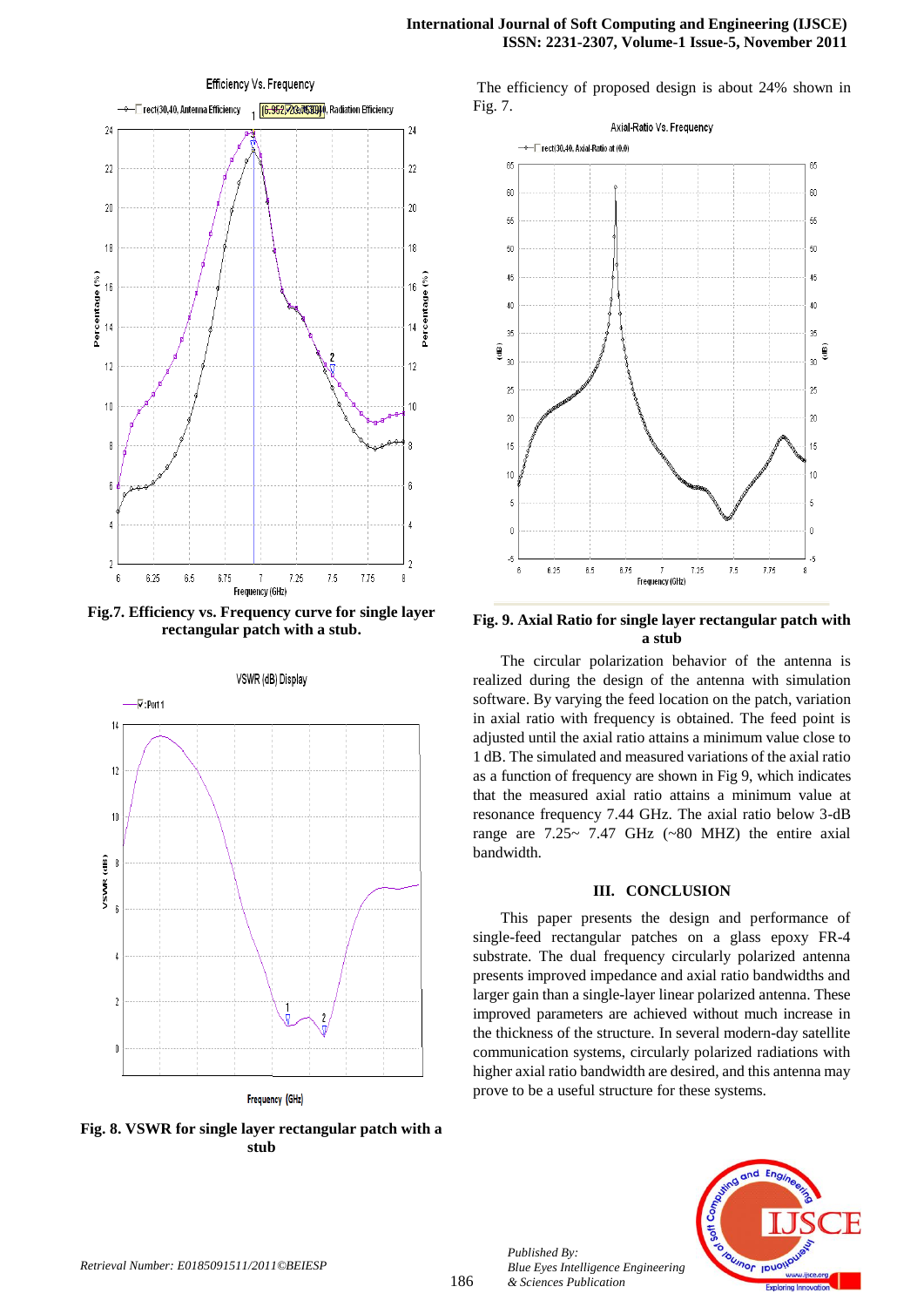Fig.7. Efficiency vs. Frequency curve for single layer rectangular patch with a stub.

Fig. 8. VSWR for single layer rectangular patch with a stub

The efficiency of proposed design is about 24% shown in Fig. 7.

Fig. 9. Axial Ratio for single layer rectangular patch with a stub

The circular polarization behavior of the antenna is realized during the design of the antenna with simulation software. By varying the feed location on the patch, variation in axial ratio with frequency is obtained. The feed point is adjusted until the axial ratio attains a minimum value close to 1 dB. The simulated and measured variations of the axial ratio as a function of frequency are shown in Fig 9, which indicates that the measured axial ratio attains a minimum value at resonance frequency 7.44 GHz. The axial ratio below 3-dB range are 7.25~ 7.47 GHz (~80 MHZ) the entire axial bandwidth.

## III. CONCLUSION

This paper presents the design and performance of single-feed rectangular patches on a glass epoxy FR-4 substrate. The dual frequency circularly polarized antenna presents improved impedance and axial ratio bandwidths and larger gain than a single-layer linear polarized antenna. These improved parameters are achieved without much increase in the thickness of the structure. In several modern-day satellite communication systems, circularly polarized radiations with higher axial ratio bandwidth are desired, and this antenna may prove to be a useful structure for these systems.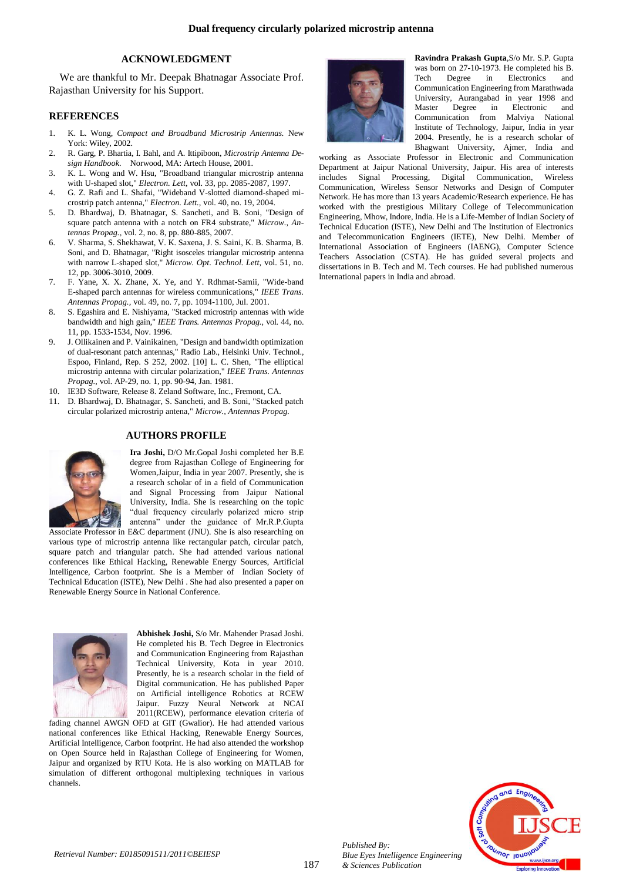## ACKNOWLEDGMENT

We are thankful to Mr. Deepak Bhatnagar Associate Prof. Rajasthan University for his Support.

## REFERENCES

1. K. L. Wong, *Compact and Broadband Microstrip Antennas.* New York: Wiley, 2002.
2. R. Garg, P. Bhartia, I. Bahl, and A. Ittipiboon, *Microstrip Antenna Design Handbook.* Norwood, MA: Artech House, 2001.
3. K. L. Wong and W. Hsu, "Broadband triangular microstrip antenna with U-shaped slot," *Electron. Lett,* vol. 33, pp. 2085-2087, 1997.
4. G. Z. Rafi and L. Shafai, "Wideband V-slotted diamond-shaped microstrip patch antenna," *Electron. Lett.,* vol. 40, no. 19, 2004.
5. D. Bhardwaj, D. Bhatnagar, S. Sancheti, and B. Soni, "Design of square patch antenna with a notch on FR4 substrate," *Microw., Antennas Propag.,* vol. 2, no. 8, pp. 880-885, 2007.
6. V. Sharma, S. Shekhawat, V. K. Saxena, J. S. Saini, K. B. Sharma, B. Soni, and D. Bhatnagar, "Right isosceles triangular microstrip antenna with narrow L-shaped slot," *Microw. Opt. Technol. Lett,* vol. 51, no. 12, pp. 3006-3010, 2009.
7. F. Yane, X. X. Zhane, X. Ye, and Y. Rdhmat-Samii, "Wide-band E-shaped parch antennas for wireless communications," *IEEE Trans. Antennas Propag.,* vol. 49, no. 7, pp. 1094-1100, Jul. 2001.
8. S. Egashira and E. Nishiyama, "Stacked microstrip antennas with wide bandwidth and high gain," *IEEE Trans. Antennas Propag.,* vol. 44, no. 11, pp. 1533-1534, Nov. 1996.
9. J. Ollikainen and P. Vainikainen, "Design and bandwidth optimization of dual-resonant patch antennas," Radio Lab., Helsinki Univ. Technol., Espoo, Finland, Rep. S 252, 2002. [10] L. C. Shen, "The elliptical microstrip antenna with circular polarization," *IEEE Trans. Antennas Propag.,* vol. AP-29, no. 1, pp. 90-94, Jan. 1981.
10. IE3D Software, Release 8. Zeland Software, Inc., Fremont, CA.
11. D. Bhardwaj, D. Bhatnagar, S. Sancheti, and B. Soni, "Stacked patch circular polarized microstrip antena," *Microw., Antennas Propag.*

## AUTHORS PROFILE

**Ira Joshi,** D/O Mr.Gopal Joshi completed her B.E degree from Rajasthan College of Engineering for Women,Jaipur, India in year 2007. Presently, she is a research scholar of in a field of Communication and Signal Processing from Jaipur National University, India. She is researching on the topic "dual frequency circularly polarized micro strip antenna" under the guidance of Mr.R.P.Gupta Associate Professor in E&C department (JNU). She is also researching on various type of microstrip antenna like rectangular patch, circular patch, square patch and triangular patch. She had attended various national conferences like Ethical Hacking, Renewable Energy Sources, Artificial Intelligence, Carbon footprint. She is a Member of Indian Society of Technical Education (ISTE), New Delhi . She had also presented a paper on Renewable Energy Source in National Conference.

**Abhishek Joshi,** S/o Mr. Mahender Prasad Joshi. He completed his B. Tech Degree in Electronics and Communication Engineering from Rajasthan Technical University, Kota in year 2010. Presently, he is a research scholar in the field of Digital communication. He has published Paper on Artificial intelligence Robotics at RCEW Jaipur. Fuzzy Neural Network at NCAI 2011(RCEW), performance elevation criteria of fading channel AWGN OFD at GIT (Gwalior). He had attended various national conferences like Ethical Hacking, Renewable Energy Sources, Artificial Intelligence, Carbon footprint. He had also attended the workshop on Open Source held in Rajasthan College of Engineering for Women, Jaipur and organized by RTU Kota. He is also working on MATLAB for simulation of different orthogonal multiplexing techniques in various channels.

**Ravindra Prakash Gupta**,S/o Mr. S.P. Gupta was born on 27-10-1973. He completed his B. Tech Degree in Electronics and Communication Engineering from Marathwada University, Aurangabad in year 1998 and Master Degree in Electronic and Communication from Malviya National Institute of Technology, Jaipur, India in year 2004. Presently, he is a research scholar of Bhagwant University, Ajmer, India and working as Associate Professor in Electronic and Communication Department at Jaipur National University, Jaipur. His area of interests includes Signal Processing, Digital Communication, Wireless Communication, Wireless Sensor Networks and Design of Computer Network. He has more than 13 years Academic/Research experience. He has worked with the prestigious Military College of Telecommunication Engineering, Mhow, Indore, India. He is a Life-Member of Indian Society of Technical Education (ISTE), New Delhi and The Institution of Electronics and Telecommunication Engineers (IETE), New Delhi. Member of International Association of Engineers (IAENG), Computer Science Teachers Association (CSTA). He has guided several projects and dissertations in B. Tech and M. Tech courses. He had published numerous International papers in India and abroad.